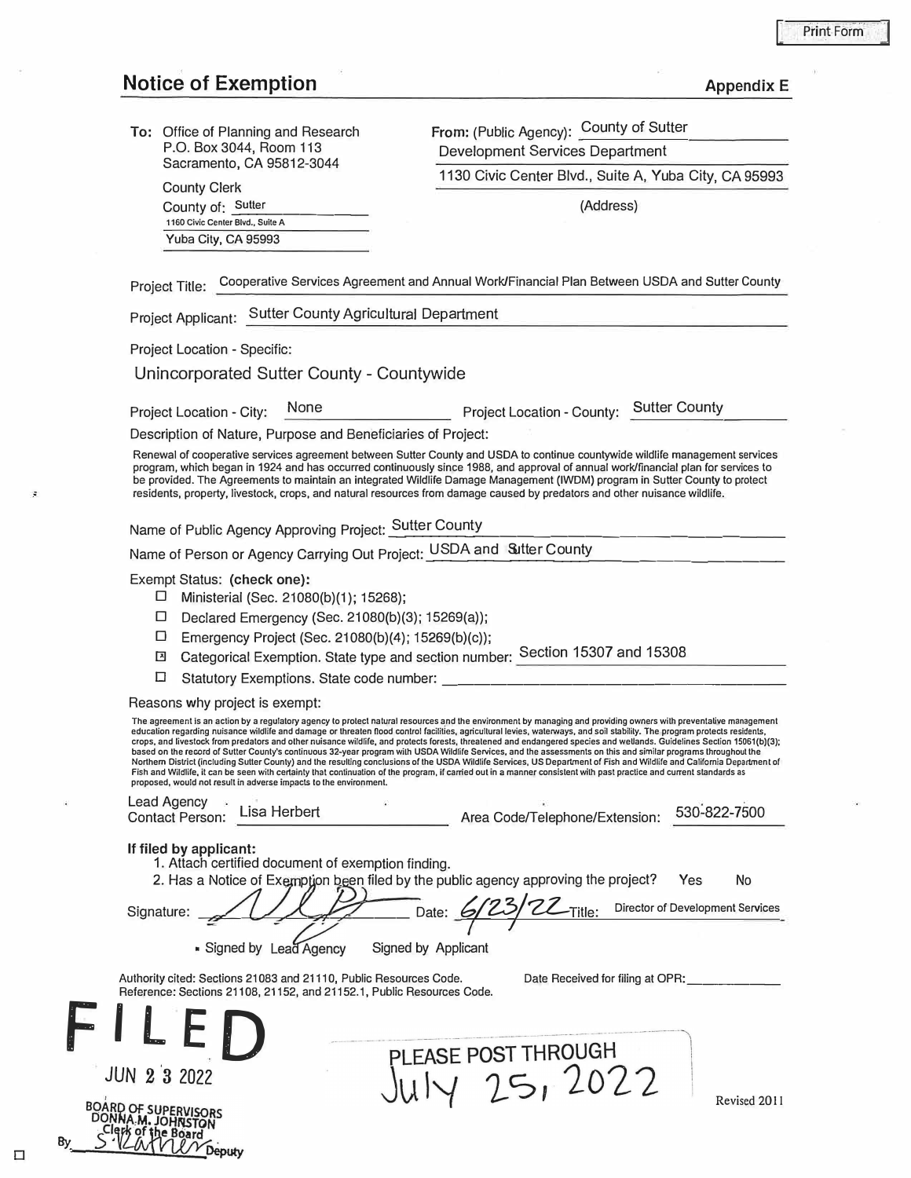Print Form

# Notice of Exemption

**Appendix E**

**To:** Office of Planning and Research
P.O. Box 3044, Room 113
Sacramento, CA 95812-3044

County Clerk
County of: Sutter
1160 Civic Center Blvd., Suite A
Yuba City, CA 95993

**From:** (Public Agency): County of Sutter
Development Services Department
1130 Civic Center Blvd., Suite A, Yuba City, CA 95993
(Address)

Project Title: Cooperative Services Agreement and Annual Work/Financial Plan Between USDA and Sutter County

Project Applicant: Sutter County Agricultural Department

Project Location - Specific:

Unincorporated Sutter County - Countywide

Project Location - City: None    Project Location - County: Sutter County

Description of Nature, Purpose and Beneficiaries of Project:

Renewal of cooperative services agreement between Sutter County and USDA to continue countywide wildlife management services program, which began in 1924 and has occurred continuously since 1988, and approval of annual work/financial plan for services to be provided. The Agreements to maintain an integrated Wildlife Damage Management (IWDM) program in Sutter County to protect residents, property, livestock, crops, and natural resources from damage caused by predators and other nuisance wildlife.

Name of Public Agency Approving Project: Sutter County

Name of Person or Agency Carrying Out Project: USDA and Sutter County

Exempt Status: **(check one):**

- ☐ Ministerial (Sec. 21080(b)(1); 15268);
- ☐ Declared Emergency (Sec. 21080(b)(3); 15269(a));
- ☐ Emergency Project (Sec. 21080(b)(4); 15269(b)(c));
- ☒ Categorical Exemption. State type and section number: Section 15307 and 15308
- ☐ Statutory Exemptions. State code number: ____________________

Reasons why project is exempt:

The agreement is an action by a regulatory agency to protect natural resources and the environment by managing and providing owners with preventative management education regarding nuisance wildlife and damage or threaten flood control facilities, agricultural levies, waterways, and soil stability. The program protects residents, crops, and livestock from predators and other nuisance wildlife, and protects forests, threatened and endangered species and wetlands. Guidelines Section 15061(b)(3); based on the record of Sutter County's continuous 32-year program with USDA Wildlife Services, and the assessments on this and similar programs throughout the Northern District (including Sutter County) and the resulting conclusions of the USDA Wildlife Services, US Department of Fish and Wildlife and California Department of Fish and Wildlife, it can be seen with certainty that continuation of the program, if carried out in a manner consistent with past practice and current standards as proposed, would not result in adverse impacts to the environment.

Lead Agency Contact Person: Lisa Herbert    Area Code/Telephone/Extension: 530-822-7500

**If filed by applicant:**

1. Attach certified document of exemption finding.
2. Has a Notice of Exemption been filed by the public agency approving the project? Yes No

Signature: [signature]    Date: 6/23/22    Title: Director of Development Services

▪ Signed by Lead Agency    Signed by Applicant

Authority cited: Sections 21083 and 21110, Public Resources Code.
Reference: Sections 21108, 21152, and 21152.1, Public Resources Code.

Date Received for filing at OPR: ____________

**FILED**
JUN 23 2022
BOARD OF SUPERVISORS
DONNA M. JOHNSTON
Clerk of the Board
By S. [signature] Deputy

PLEASE POST THROUGH
July 25, 2022

Revised 2011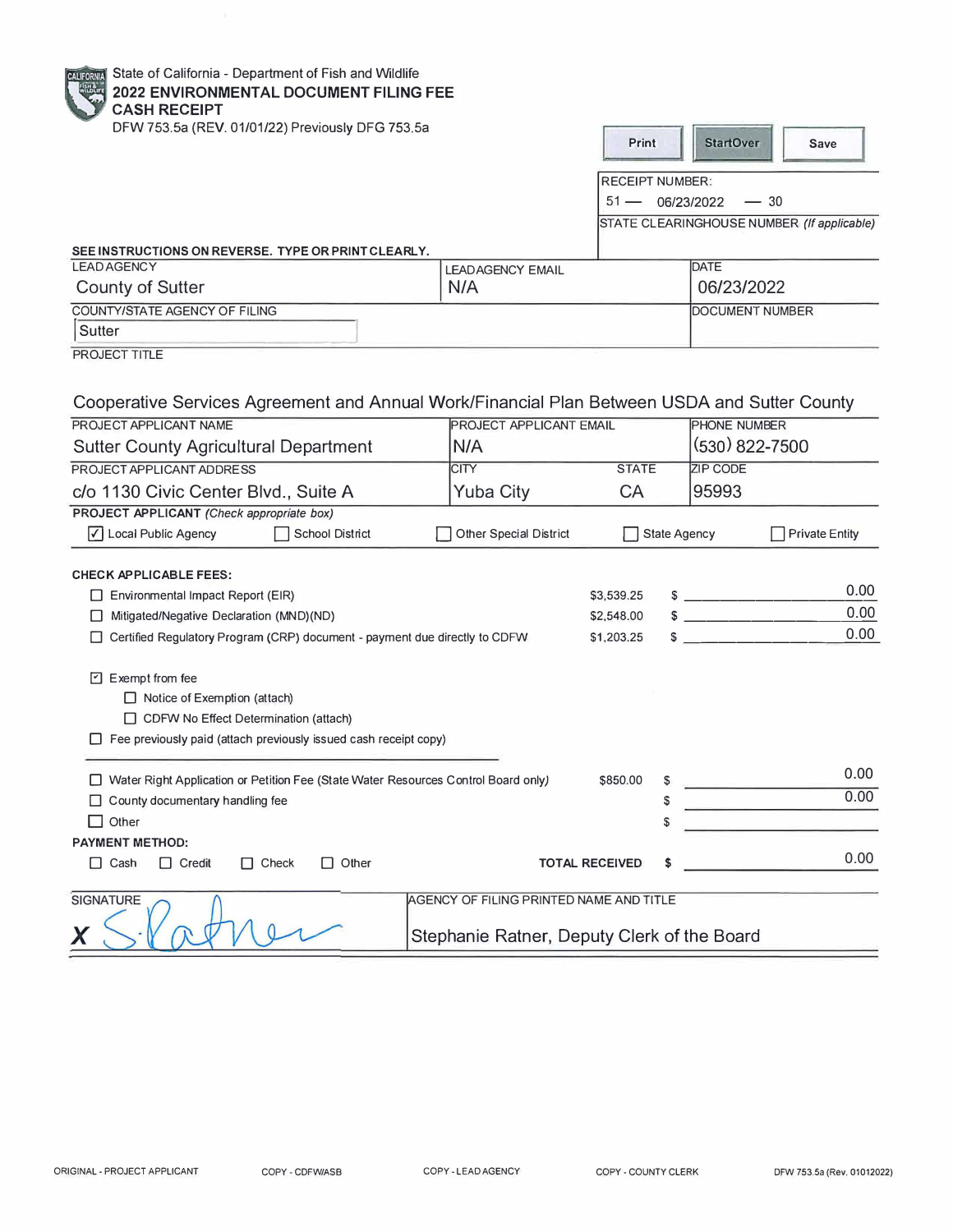State of California - Department of Fish and Wildlife

# 2022 ENVIRONMENTAL DOCUMENT FILING FEE CASH RECEIPT

DFW 753.5a (REV. 01/01/22) Previously DFG 753.5a

Print | StartOver | Save

RECEIPT NUMBER:
51 — 06/23/2022 — 30

STATE CLEARINGHOUSE NUMBER *(If applicable)*

**SEE INSTRUCTIONS ON REVERSE. TYPE OR PRINT CLEARLY.**

| LEAD AGENCY | LEAD AGENCY EMAIL | DATE |
|---|---|---|
| County of Sutter | N/A | 06/23/2022 |

| COUNTY/STATE AGENCY OF FILING | DOCUMENT NUMBER |
|---|---|
| Sutter | |

PROJECT TITLE

Cooperative Services Agreement and Annual Work/Financial Plan Between USDA and Sutter County

| PROJECT APPLICANT NAME | PROJECT APPLICANT EMAIL | PHONE NUMBER |
|---|---|---|
| Sutter County Agricultural Department | N/A | (530) 822-7500 |

| PROJECT APPLICANT ADDRESS | CITY | STATE | ZIP CODE |
|---|---|---|---|
| c/o 1130 Civic Center Blvd., Suite A | Yuba City | CA | 95993 |

**PROJECT APPLICANT** *(Check appropriate box)*

☑ Local Public Agency ☐ School District ☐ Other Special District ☐ State Agency ☐ Private Entity

**CHECK APPLICABLE FEES:**

| | | |
|---|---|---|
| ☐ Environmental Impact Report (EIR) | $3,539.25 | $ 0.00 |
| ☐ Mitigated/Negative Declaration (MND)(ND) | $2,548.00 | $ 0.00 |
| ☐ Certified Regulatory Program (CRP) document - payment due directly to CDFW | $1,203.25 | $ 0.00 |

☑ Exempt from fee
- ☐ Notice of Exemption (attach)
- ☐ CDFW No Effect Determination (attach)

☐ Fee previously paid (attach previously issued cash receipt copy)

| | | |
|---|---|---|
| ☐ Water Right Application or Petition Fee (State Water Resources Control Board only) | $850.00 | $ 0.00 |
| ☐ County documentary handling fee | | $ 0.00 |
| ☐ Other | | $ |

**PAYMENT METHOD:**

☐ Cash ☐ Credit ☐ Check ☐ Other **TOTAL RECEIVED** $ 0.00

| SIGNATURE | AGENCY OF FILING PRINTED NAME AND TITLE |
|---|---|
| X S. Ratner | Stephanie Ratner, Deputy Clerk of the Board |

ORIGINAL - PROJECT APPLICANT COPY - CDFW/ASB COPY - LEAD AGENCY COPY - COUNTY CLERK DFW 753.5a (Rev. 01012022)